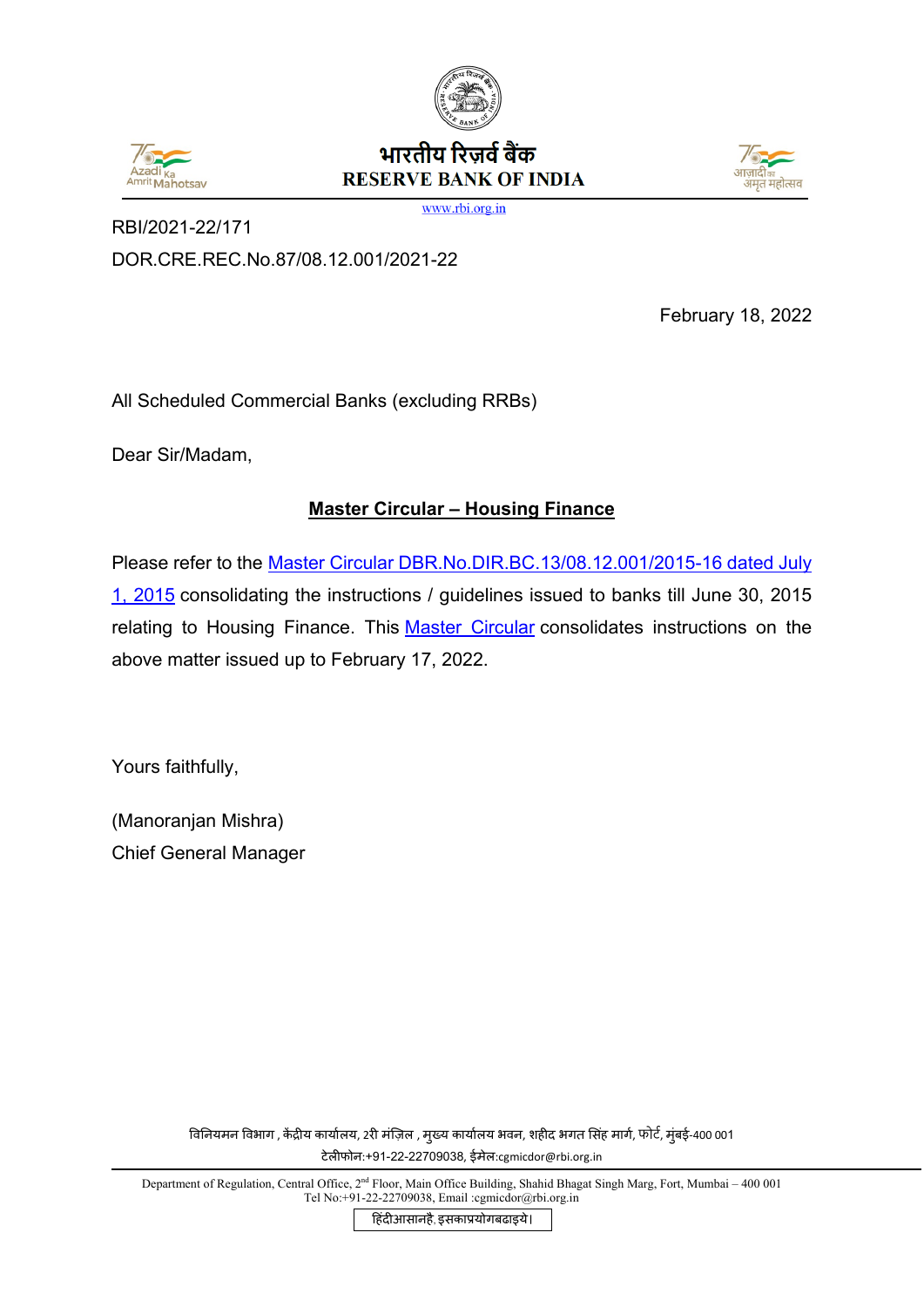भारतीय रिज़र्व बैंक
RESERVE BANK OF INDIA

www.rbi.org.in

RBI/2021-22/171

DOR.CRE.REC.No.87/08.12.001/2021-22

February 18, 2022

All Scheduled Commercial Banks (excluding RRBs)

Dear Sir/Madam,

**Master Circular – Housing Finance**

Please refer to the Master Circular DBR.No.DIR.BC.13/08.12.001/2015-16 dated July 1, 2015 consolidating the instructions / guidelines issued to banks till June 30, 2015 relating to Housing Finance. This Master Circular consolidates instructions on the above matter issued up to February 17, 2022.

Yours faithfully,

(Manoranjan Mishra)
Chief General Manager

विनियमन विभाग , केंद्रीय कार्यालय, 2री मंज़िल , मुख्य कार्यालय भवन, शहीद भगत सिंह मार्ग, फोर्ट, मुंबई-400 001
टेलीफोन:+91-22-22709038, ईमेल:cgmicdor@rbi.org.in

Department of Regulation, Central Office, 2nd Floor, Main Office Building, Shahid Bhagat Singh Marg, Fort, Mumbai – 400 001
Tel No:+91-22-22709038, Email :cgmicdor@rbi.org.in

हिंदीआसानहै, इसकाप्रयोगबढाइये।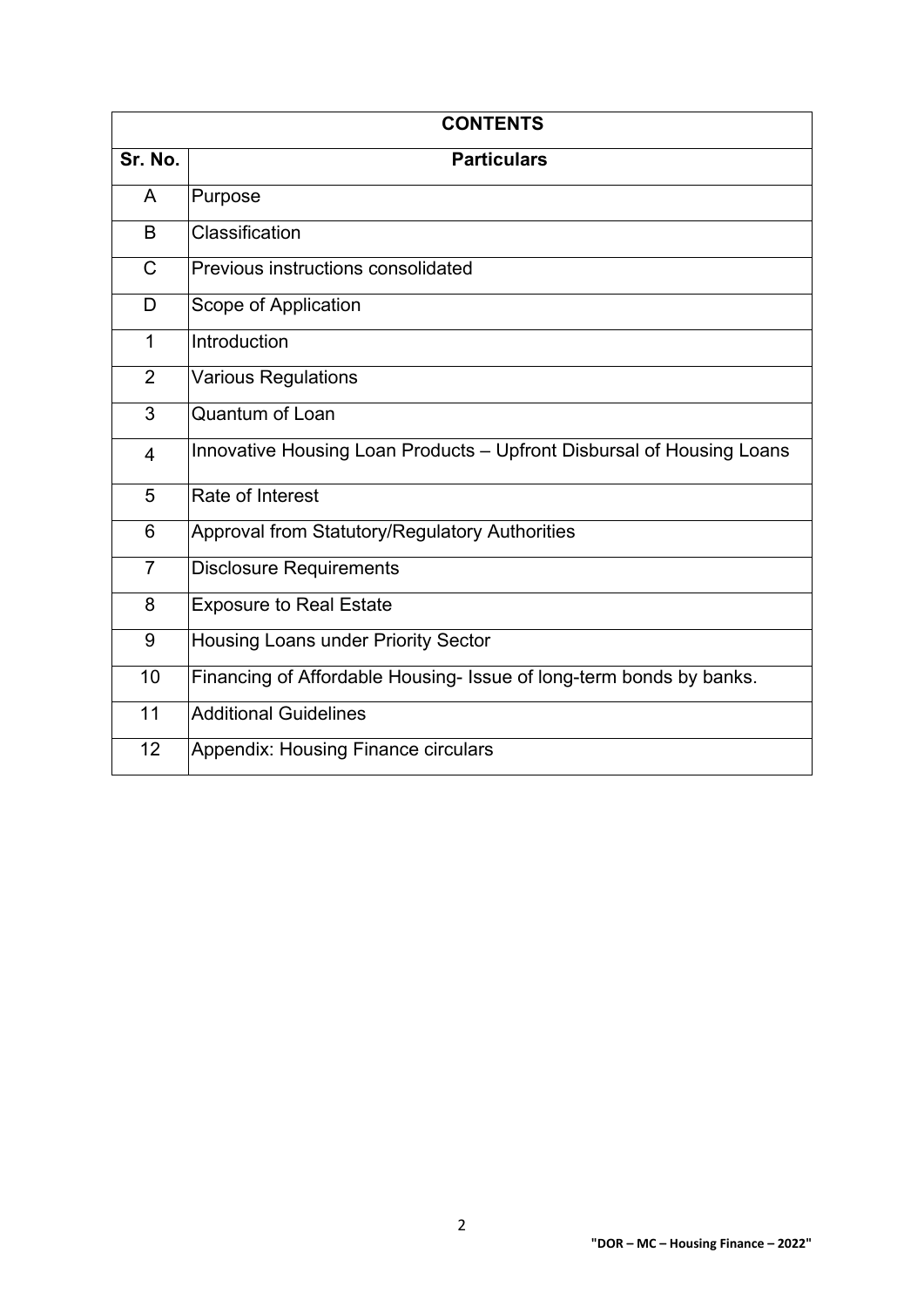| CONTENTS | |
|---|---|
| **Sr. No.** | **Particulars** |
| A | Purpose |
| B | Classification |
| C | Previous instructions consolidated |
| D | Scope of Application |
| 1 | Introduction |
| 2 | Various Regulations |
| 3 | Quantum of Loan |
| 4 | Innovative Housing Loan Products – Upfront Disbursal of Housing Loans |
| 5 | Rate of Interest |
| 6 | Approval from Statutory/Regulatory Authorities |
| 7 | Disclosure Requirements |
| 8 | Exposure to Real Estate |
| 9 | Housing Loans under Priority Sector |
| 10 | Financing of Affordable Housing- Issue of long-term bonds by banks. |
| 11 | Additional Guidelines |
| 12 | Appendix: Housing Finance circulars |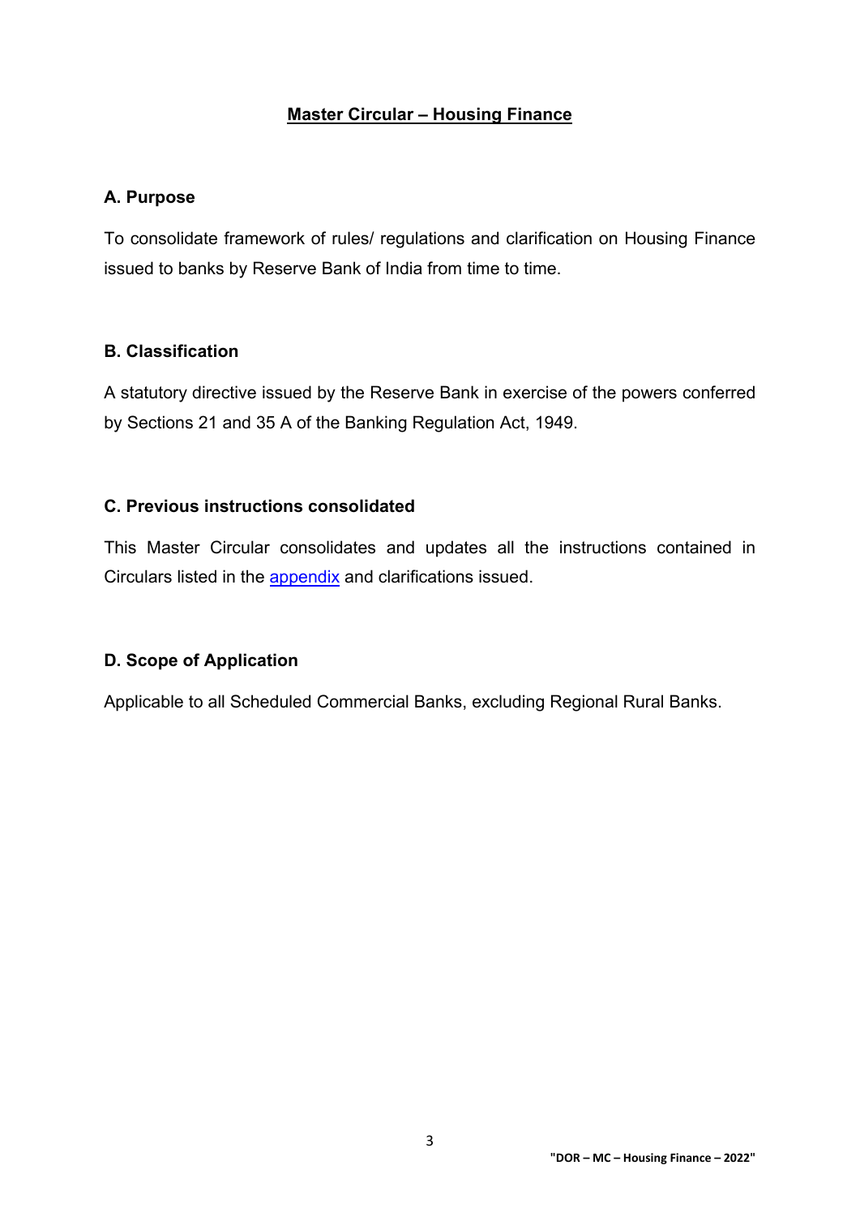# Master Circular – Housing Finance

## A. Purpose

To consolidate framework of rules/ regulations and clarification on Housing Finance issued to banks by Reserve Bank of India from time to time.

## B. Classification

A statutory directive issued by the Reserve Bank in exercise of the powers conferred by Sections 21 and 35 A of the Banking Regulation Act, 1949.

## C. Previous instructions consolidated

This Master Circular consolidates and updates all the instructions contained in Circulars listed in the appendix and clarifications issued.

## D. Scope of Application

Applicable to all Scheduled Commercial Banks, excluding Regional Rural Banks.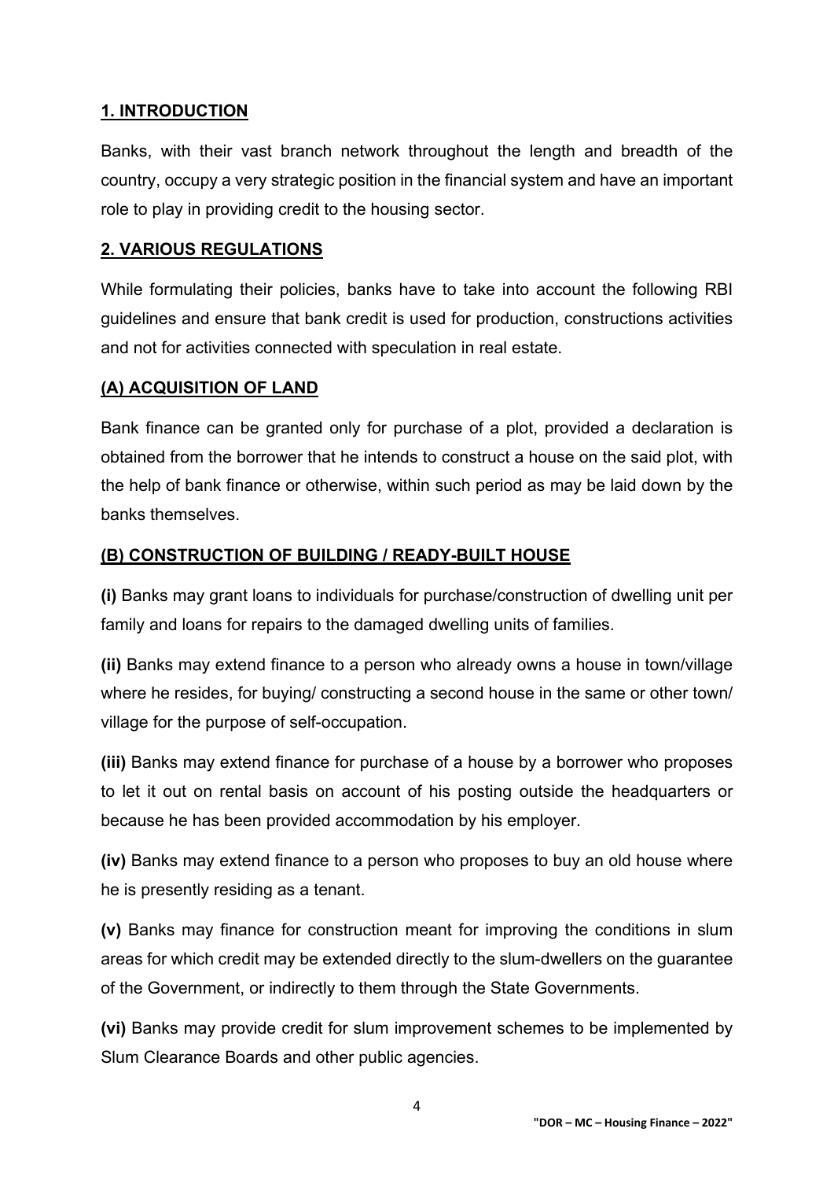## 1. INTRODUCTION

Banks, with their vast branch network throughout the length and breadth of the country, occupy a very strategic position in the financial system and have an important role to play in providing credit to the housing sector.

## 2. VARIOUS REGULATIONS

While formulating their policies, banks have to take into account the following RBI guidelines and ensure that bank credit is used for production, constructions activities and not for activities connected with speculation in real estate.

### (A) ACQUISITION OF LAND

Bank finance can be granted only for purchase of a plot, provided a declaration is obtained from the borrower that he intends to construct a house on the said plot, with the help of bank finance or otherwise, within such period as may be laid down by the banks themselves.

### (B) CONSTRUCTION OF BUILDING / READY-BUILT HOUSE

**(i)** Banks may grant loans to individuals for purchase/construction of dwelling unit per family and loans for repairs to the damaged dwelling units of families.

**(ii)** Banks may extend finance to a person who already owns a house in town/village where he resides, for buying/ constructing a second house in the same or other town/ village for the purpose of self-occupation.

**(iii)** Banks may extend finance for purchase of a house by a borrower who proposes to let it out on rental basis on account of his posting outside the headquarters or because he has been provided accommodation by his employer.

**(iv)** Banks may extend finance to a person who proposes to buy an old house where he is presently residing as a tenant.

**(v)** Banks may finance for construction meant for improving the conditions in slum areas for which credit may be extended directly to the slum-dwellers on the guarantee of the Government, or indirectly to them through the State Governments.

**(vi)** Banks may provide credit for slum improvement schemes to be implemented by Slum Clearance Boards and other public agencies.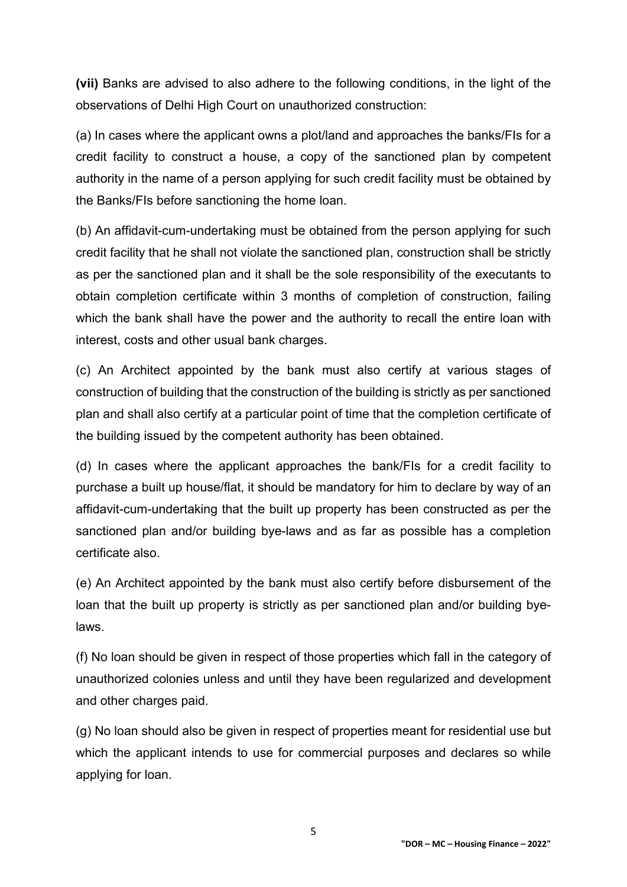**(vii)** Banks are advised to also adhere to the following conditions, in the light of the observations of Delhi High Court on unauthorized construction:

(a) In cases where the applicant owns a plot/land and approaches the banks/FIs for a credit facility to construct a house, a copy of the sanctioned plan by competent authority in the name of a person applying for such credit facility must be obtained by the Banks/FIs before sanctioning the home loan.

(b) An affidavit-cum-undertaking must be obtained from the person applying for such credit facility that he shall not violate the sanctioned plan, construction shall be strictly as per the sanctioned plan and it shall be the sole responsibility of the executants to obtain completion certificate within 3 months of completion of construction, failing which the bank shall have the power and the authority to recall the entire loan with interest, costs and other usual bank charges.

(c) An Architect appointed by the bank must also certify at various stages of construction of building that the construction of the building is strictly as per sanctioned plan and shall also certify at a particular point of time that the completion certificate of the building issued by the competent authority has been obtained.

(d) In cases where the applicant approaches the bank/FIs for a credit facility to purchase a built up house/flat, it should be mandatory for him to declare by way of an affidavit-cum-undertaking that the built up property has been constructed as per the sanctioned plan and/or building bye-laws and as far as possible has a completion certificate also.

(e) An Architect appointed by the bank must also certify before disbursement of the loan that the built up property is strictly as per sanctioned plan and/or building bye-laws.

(f) No loan should be given in respect of those properties which fall in the category of unauthorized colonies unless and until they have been regularized and development and other charges paid.

(g) No loan should also be given in respect of properties meant for residential use but which the applicant intends to use for commercial purposes and declares so while applying for loan.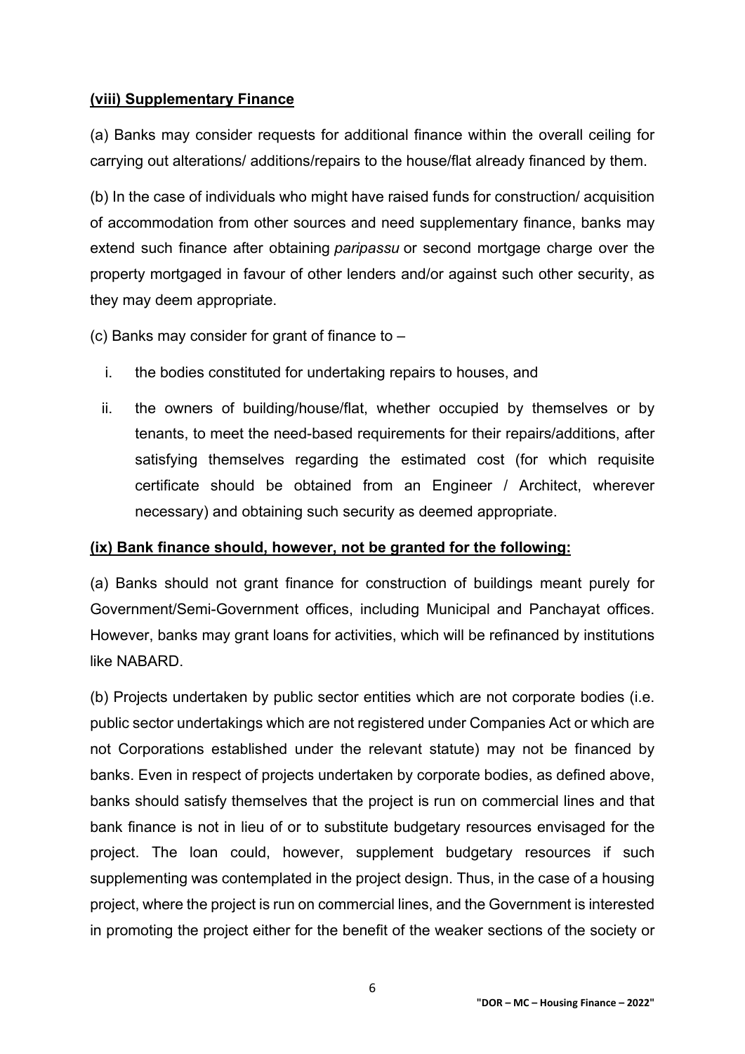**(viii) Supplementary Finance**

(a) Banks may consider requests for additional finance within the overall ceiling for carrying out alterations/ additions/repairs to the house/flat already financed by them.

(b) In the case of individuals who might have raised funds for construction/ acquisition of accommodation from other sources and need supplementary finance, banks may extend such finance after obtaining *paripassu* or second mortgage charge over the property mortgaged in favour of other lenders and/or against such other security, as they may deem appropriate.

(c) Banks may consider for grant of finance to –

i. the bodies constituted for undertaking repairs to houses, and

ii. the owners of building/house/flat, whether occupied by themselves or by tenants, to meet the need-based requirements for their repairs/additions, after satisfying themselves regarding the estimated cost (for which requisite certificate should be obtained from an Engineer / Architect, wherever necessary) and obtaining such security as deemed appropriate.

**(ix) Bank finance should, however, not be granted for the following:**

(a) Banks should not grant finance for construction of buildings meant purely for Government/Semi-Government offices, including Municipal and Panchayat offices. However, banks may grant loans for activities, which will be refinanced by institutions like NABARD.

(b) Projects undertaken by public sector entities which are not corporate bodies (i.e. public sector undertakings which are not registered under Companies Act or which are not Corporations established under the relevant statute) may not be financed by banks. Even in respect of projects undertaken by corporate bodies, as defined above, banks should satisfy themselves that the project is run on commercial lines and that bank finance is not in lieu of or to substitute budgetary resources envisaged for the project. The loan could, however, supplement budgetary resources if such supplementing was contemplated in the project design. Thus, in the case of a housing project, where the project is run on commercial lines, and the Government is interested in promoting the project either for the benefit of the weaker sections of the society or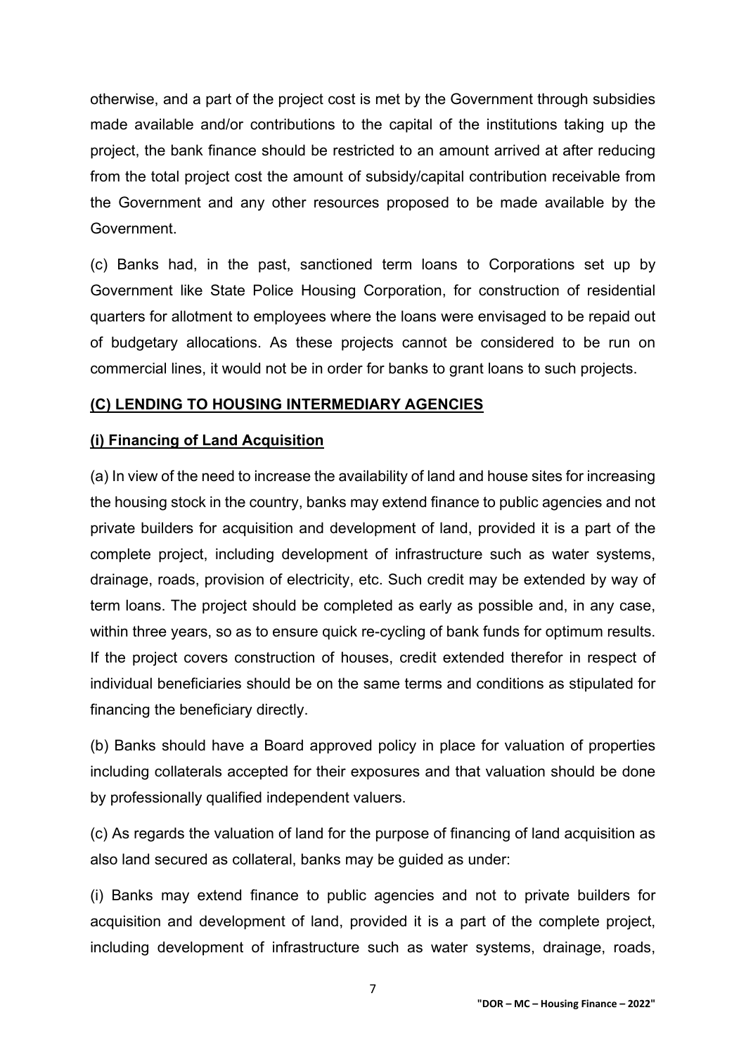otherwise, and a part of the project cost is met by the Government through subsidies made available and/or contributions to the capital of the institutions taking up the project, the bank finance should be restricted to an amount arrived at after reducing from the total project cost the amount of subsidy/capital contribution receivable from the Government and any other resources proposed to be made available by the Government.

(c) Banks had, in the past, sanctioned term loans to Corporations set up by Government like State Police Housing Corporation, for construction of residential quarters for allotment to employees where the loans were envisaged to be repaid out of budgetary allocations. As these projects cannot be considered to be run on commercial lines, it would not be in order for banks to grant loans to such projects.

## (C) LENDING TO HOUSING INTERMEDIARY AGENCIES

### (i) Financing of Land Acquisition

(a) In view of the need to increase the availability of land and house sites for increasing the housing stock in the country, banks may extend finance to public agencies and not private builders for acquisition and development of land, provided it is a part of the complete project, including development of infrastructure such as water systems, drainage, roads, provision of electricity, etc. Such credit may be extended by way of term loans. The project should be completed as early as possible and, in any case, within three years, so as to ensure quick re-cycling of bank funds for optimum results. If the project covers construction of houses, credit extended therefor in respect of individual beneficiaries should be on the same terms and conditions as stipulated for financing the beneficiary directly.

(b) Banks should have a Board approved policy in place for valuation of properties including collaterals accepted for their exposures and that valuation should be done by professionally qualified independent valuers.

(c) As regards the valuation of land for the purpose of financing of land acquisition as also land secured as collateral, banks may be guided as under:

(i) Banks may extend finance to public agencies and not to private builders for acquisition and development of land, provided it is a part of the complete project, including development of infrastructure such as water systems, drainage, roads,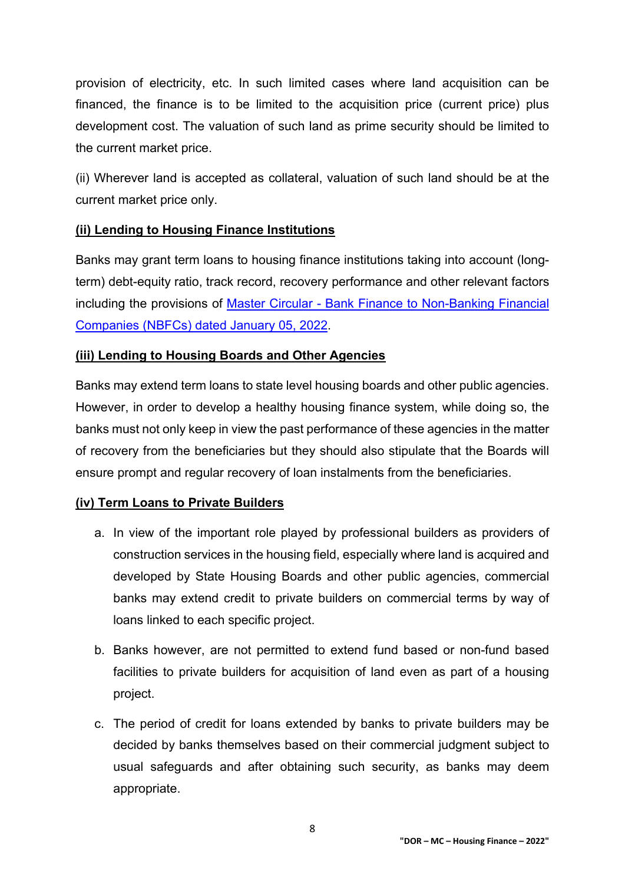provision of electricity, etc. In such limited cases where land acquisition can be financed, the finance is to be limited to the acquisition price (current price) plus development cost. The valuation of such land as prime security should be limited to the current market price.

(ii) Wherever land is accepted as collateral, valuation of such land should be at the current market price only.

**(ii) Lending to Housing Finance Institutions**

Banks may grant term loans to housing finance institutions taking into account (long-term) debt-equity ratio, track record, recovery performance and other relevant factors including the provisions of [Master Circular - Bank Finance to Non-Banking Financial Companies (NBFCs) dated January 05, 2022](#).

**(iii) Lending to Housing Boards and Other Agencies**

Banks may extend term loans to state level housing boards and other public agencies. However, in order to develop a healthy housing finance system, while doing so, the banks must not only keep in view the past performance of these agencies in the matter of recovery from the beneficiaries but they should also stipulate that the Boards will ensure prompt and regular recovery of loan instalments from the beneficiaries.

**(iv) Term Loans to Private Builders**

a. In view of the important role played by professional builders as providers of construction services in the housing field, especially where land is acquired and developed by State Housing Boards and other public agencies, commercial banks may extend credit to private builders on commercial terms by way of loans linked to each specific project.

b. Banks however, are not permitted to extend fund based or non-fund based facilities to private builders for acquisition of land even as part of a housing project.

c. The period of credit for loans extended by banks to private builders may be decided by banks themselves based on their commercial judgment subject to usual safeguards and after obtaining such security, as banks may deem appropriate.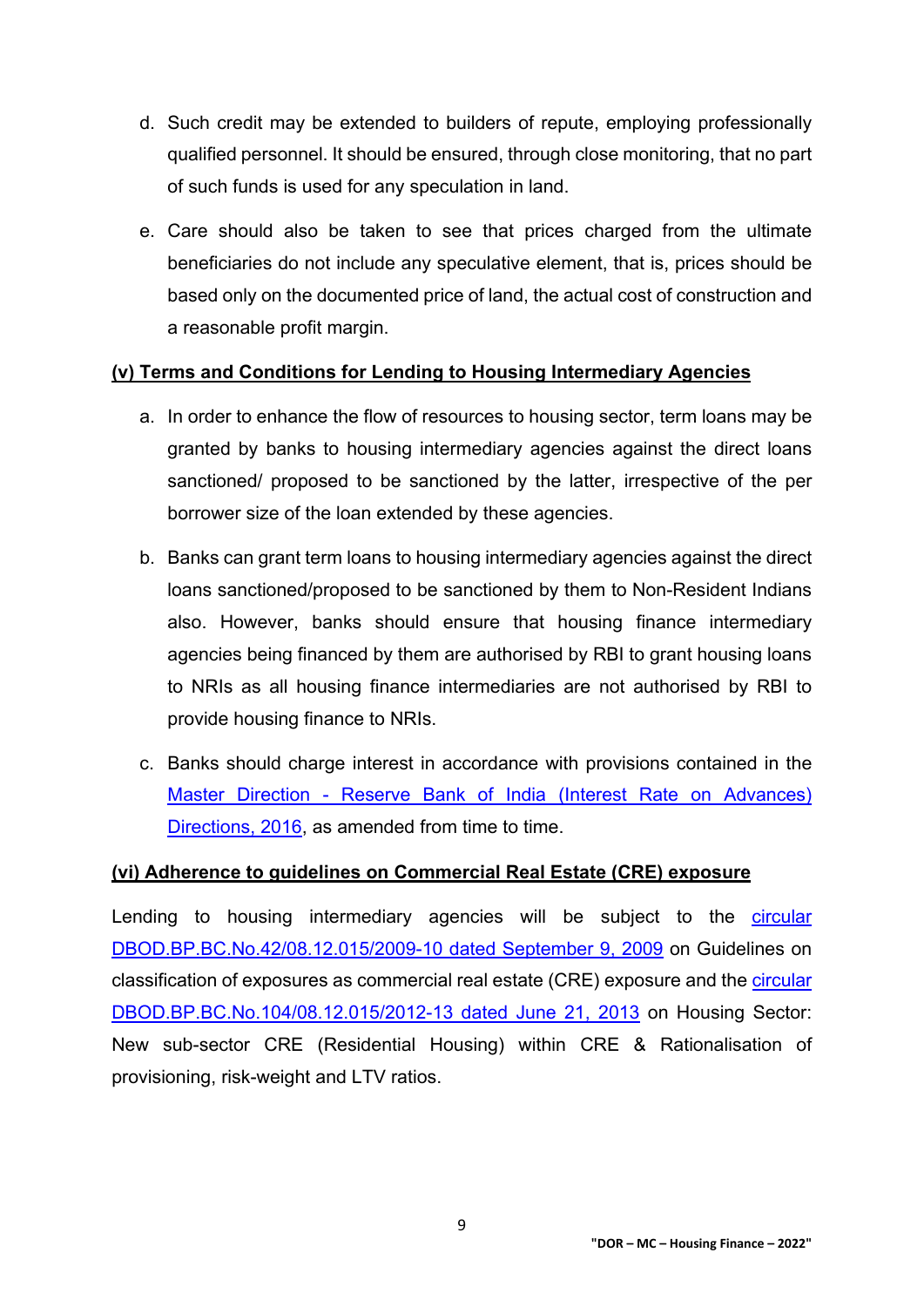d. Such credit may be extended to builders of repute, employing professionally qualified personnel. It should be ensured, through close monitoring, that no part of such funds is used for any speculation in land.

e. Care should also be taken to see that prices charged from the ultimate beneficiaries do not include any speculative element, that is, prices should be based only on the documented price of land, the actual cost of construction and a reasonable profit margin.

**(v) Terms and Conditions for Lending to Housing Intermediary Agencies**

a. In order to enhance the flow of resources to housing sector, term loans may be granted by banks to housing intermediary agencies against the direct loans sanctioned/ proposed to be sanctioned by the latter, irrespective of the per borrower size of the loan extended by these agencies.

b. Banks can grant term loans to housing intermediary agencies against the direct loans sanctioned/proposed to be sanctioned by them to Non-Resident Indians also. However, banks should ensure that housing finance intermediary agencies being financed by them are authorised by RBI to grant housing loans to NRIs as all housing finance intermediaries are not authorised by RBI to provide housing finance to NRIs.

c. Banks should charge interest in accordance with provisions contained in the Master Direction - Reserve Bank of India (Interest Rate on Advances) Directions, 2016, as amended from time to time.

**(vi) Adherence to guidelines on Commercial Real Estate (CRE) exposure**

Lending to housing intermediary agencies will be subject to the circular DBOD.BP.BC.No.42/08.12.015/2009-10 dated September 9, 2009 on Guidelines on classification of exposures as commercial real estate (CRE) exposure and the circular DBOD.BP.BC.No.104/08.12.015/2012-13 dated June 21, 2013 on Housing Sector: New sub-sector CRE (Residential Housing) within CRE & Rationalisation of provisioning, risk-weight and LTV ratios.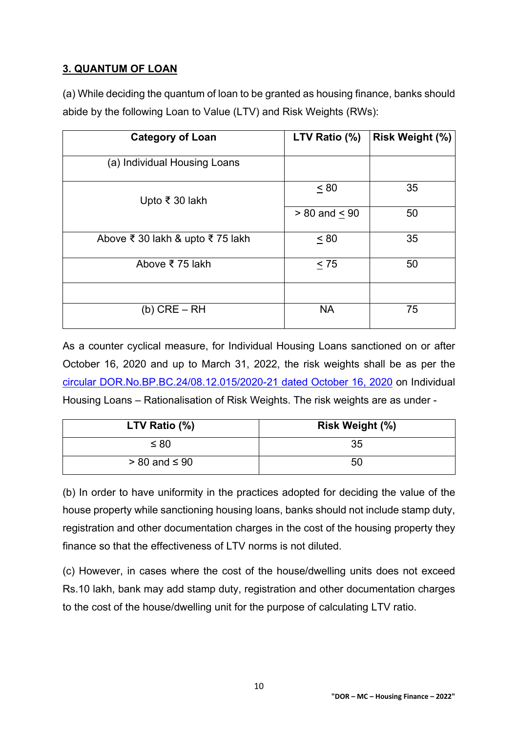**3. QUANTUM OF LOAN**

(a) While deciding the quantum of loan to be granted as housing finance, banks should abide by the following Loan to Value (LTV) and Risk Weights (RWs):

| Category of Loan | LTV Ratio (%) | Risk Weight (%) |
|---|---|---|
| (a) Individual Housing Loans | | |
| Upto ₹ 30 lakh | ≤ 80 | 35 |
| | > 80 and ≤ 90 | 50 |
| Above ₹ 30 lakh & upto ₹ 75 lakh | ≤ 80 | 35 |
| Above ₹ 75 lakh | ≤ 75 | 50 |
| | | |
| (b) CRE – RH | NA | 75 |

As a counter cyclical measure, for Individual Housing Loans sanctioned on or after October 16, 2020 and up to March 31, 2022, the risk weights shall be as per the circular DOR.No.BP.BC.24/08.12.015/2020-21 dated October 16, 2020 on Individual Housing Loans – Rationalisation of Risk Weights. The risk weights are as under -

| LTV Ratio (%) | Risk Weight (%) |
|---|---|
| ≤ 80 | 35 |
| > 80 and ≤ 90 | 50 |

(b) In order to have uniformity in the practices adopted for deciding the value of the house property while sanctioning housing loans, banks should not include stamp duty, registration and other documentation charges in the cost of the housing property they finance so that the effectiveness of LTV norms is not diluted.

(c) However, in cases where the cost of the house/dwelling units does not exceed Rs.10 lakh, bank may add stamp duty, registration and other documentation charges to the cost of the house/dwelling unit for the purpose of calculating LTV ratio.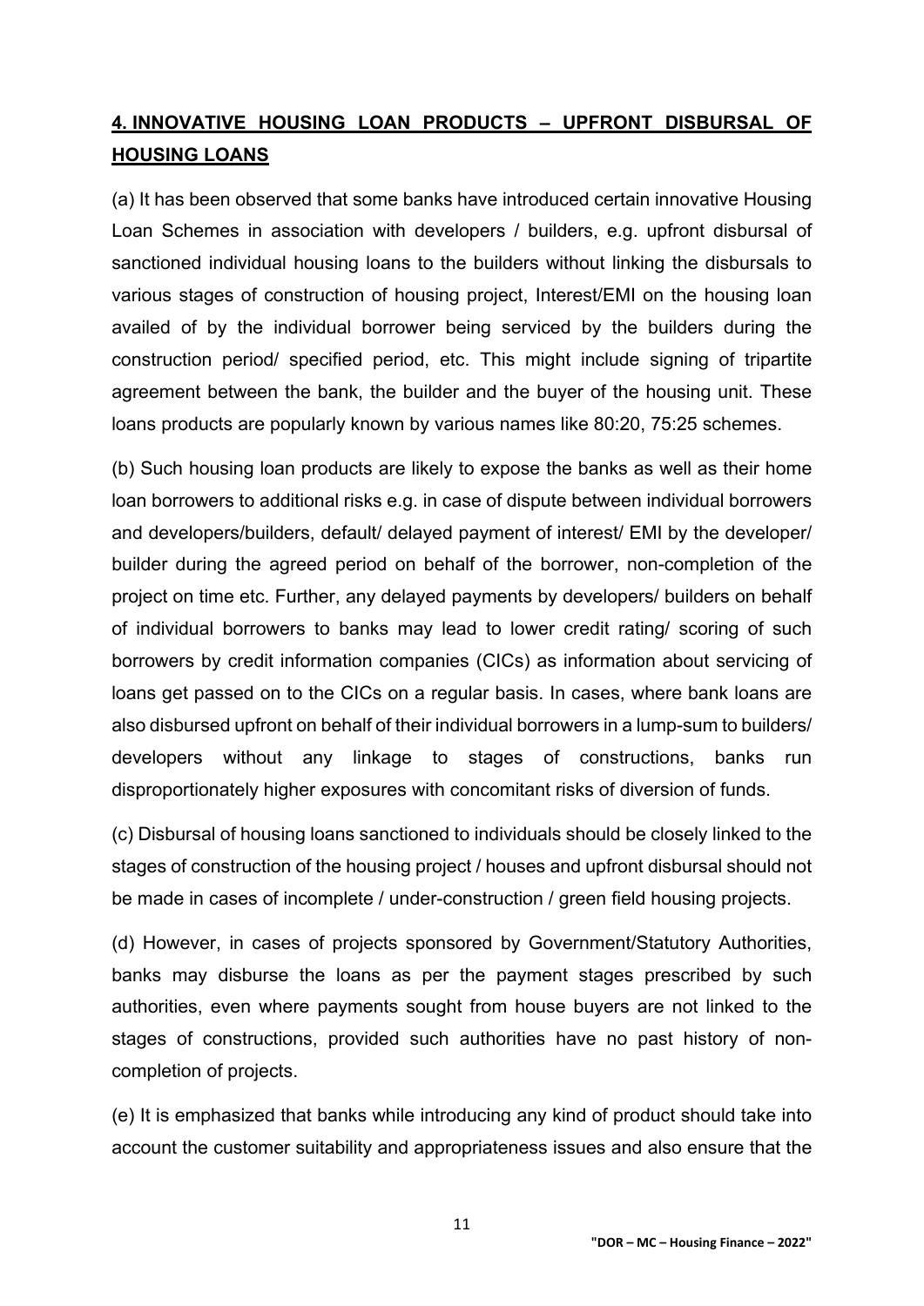## **4. INNOVATIVE HOUSING LOAN PRODUCTS – UPFRONT DISBURSAL OF HOUSING LOANS**

(a) It has been observed that some banks have introduced certain innovative Housing Loan Schemes in association with developers / builders, e.g. upfront disbursal of sanctioned individual housing loans to the builders without linking the disbursals to various stages of construction of housing project, Interest/EMI on the housing loan availed of by the individual borrower being serviced by the builders during the construction period/ specified period, etc. This might include signing of tripartite agreement between the bank, the builder and the buyer of the housing unit. These loans products are popularly known by various names like 80:20, 75:25 schemes.

(b) Such housing loan products are likely to expose the banks as well as their home loan borrowers to additional risks e.g. in case of dispute between individual borrowers and developers/builders, default/ delayed payment of interest/ EMI by the developer/ builder during the agreed period on behalf of the borrower, non-completion of the project on time etc. Further, any delayed payments by developers/ builders on behalf of individual borrowers to banks may lead to lower credit rating/ scoring of such borrowers by credit information companies (CICs) as information about servicing of loans get passed on to the CICs on a regular basis. In cases, where bank loans are also disbursed upfront on behalf of their individual borrowers in a lump-sum to builders/ developers without any linkage to stages of constructions, banks run disproportionately higher exposures with concomitant risks of diversion of funds.

(c) Disbursal of housing loans sanctioned to individuals should be closely linked to the stages of construction of the housing project / houses and upfront disbursal should not be made in cases of incomplete / under-construction / green field housing projects.

(d) However, in cases of projects sponsored by Government/Statutory Authorities, banks may disburse the loans as per the payment stages prescribed by such authorities, even where payments sought from house buyers are not linked to the stages of constructions, provided such authorities have no past history of non-completion of projects.

(e) It is emphasized that banks while introducing any kind of product should take into account the customer suitability and appropriateness issues and also ensure that the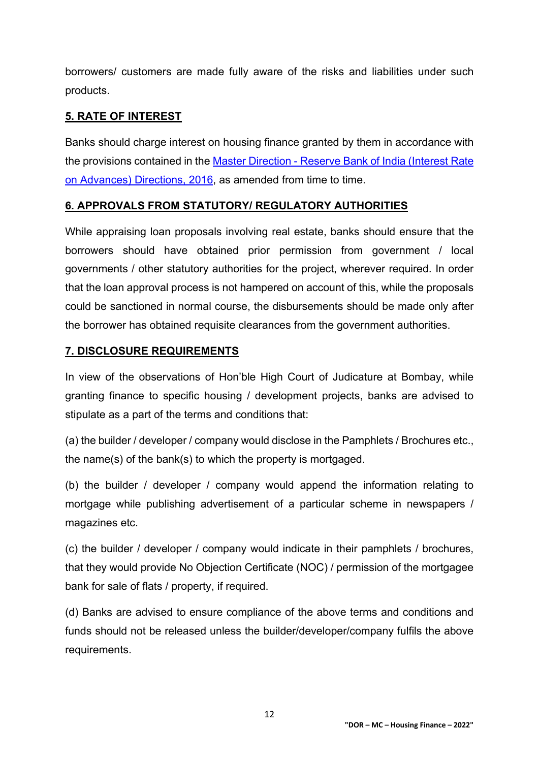borrowers/ customers are made fully aware of the risks and liabilities under such products.

## 5. RATE OF INTEREST

Banks should charge interest on housing finance granted by them in accordance with the provisions contained in the [Master Direction - Reserve Bank of India (Interest Rate on Advances) Directions, 2016](), as amended from time to time.

## 6. APPROVALS FROM STATUTORY/ REGULATORY AUTHORITIES

While appraising loan proposals involving real estate, banks should ensure that the borrowers should have obtained prior permission from government / local governments / other statutory authorities for the project, wherever required. In order that the loan approval process is not hampered on account of this, while the proposals could be sanctioned in normal course, the disbursements should be made only after the borrower has obtained requisite clearances from the government authorities.

## 7. DISCLOSURE REQUIREMENTS

In view of the observations of Hon'ble High Court of Judicature at Bombay, while granting finance to specific housing / development projects, banks are advised to stipulate as a part of the terms and conditions that:

(a) the builder / developer / company would disclose in the Pamphlets / Brochures etc., the name(s) of the bank(s) to which the property is mortgaged.

(b) the builder / developer / company would append the information relating to mortgage while publishing advertisement of a particular scheme in newspapers / magazines etc.

(c) the builder / developer / company would indicate in their pamphlets / brochures, that they would provide No Objection Certificate (NOC) / permission of the mortgagee bank for sale of flats / property, if required.

(d) Banks are advised to ensure compliance of the above terms and conditions and funds should not be released unless the builder/developer/company fulfils the above requirements.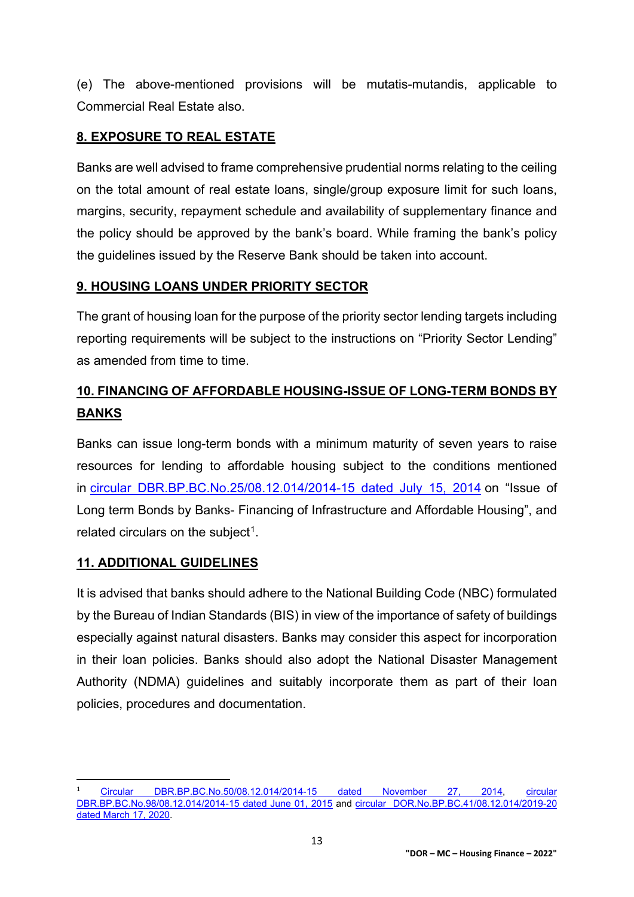(e) The above-mentioned provisions will be mutatis-mutandis, applicable to Commercial Real Estate also.

## 8. EXPOSURE TO REAL ESTATE

Banks are well advised to frame comprehensive prudential norms relating to the ceiling on the total amount of real estate loans, single/group exposure limit for such loans, margins, security, repayment schedule and availability of supplementary finance and the policy should be approved by the bank's board. While framing the bank's policy the guidelines issued by the Reserve Bank should be taken into account.

## 9. HOUSING LOANS UNDER PRIORITY SECTOR

The grant of housing loan for the purpose of the priority sector lending targets including reporting requirements will be subject to the instructions on "Priority Sector Lending" as amended from time to time.

## 10. FINANCING OF AFFORDABLE HOUSING-ISSUE OF LONG-TERM BONDS BY BANKS

Banks can issue long-term bonds with a minimum maturity of seven years to raise resources for lending to affordable housing subject to the conditions mentioned in circular DBR.BP.BC.No.25/08.12.014/2014-15 dated July 15, 2014 on "Issue of Long term Bonds by Banks- Financing of Infrastructure and Affordable Housing", and related circulars on the subject[1].

## 11. ADDITIONAL GUIDELINES

It is advised that banks should adhere to the National Building Code (NBC) formulated by the Bureau of Indian Standards (BIS) in view of the importance of safety of buildings especially against natural disasters. Banks may consider this aspect for incorporation in their loan policies. Banks should also adopt the National Disaster Management Authority (NDMA) guidelines and suitably incorporate them as part of their loan policies, procedures and documentation.

---

[1] Circular DBR.BP.BC.No.50/08.12.014/2014-15 dated November 27, 2014, circular DBR.BP.BC.No.98/08.12.014/2014-15 dated June 01, 2015 and circular DOR.No.BP.BC.41/08.12.014/2019-20 dated March 17, 2020.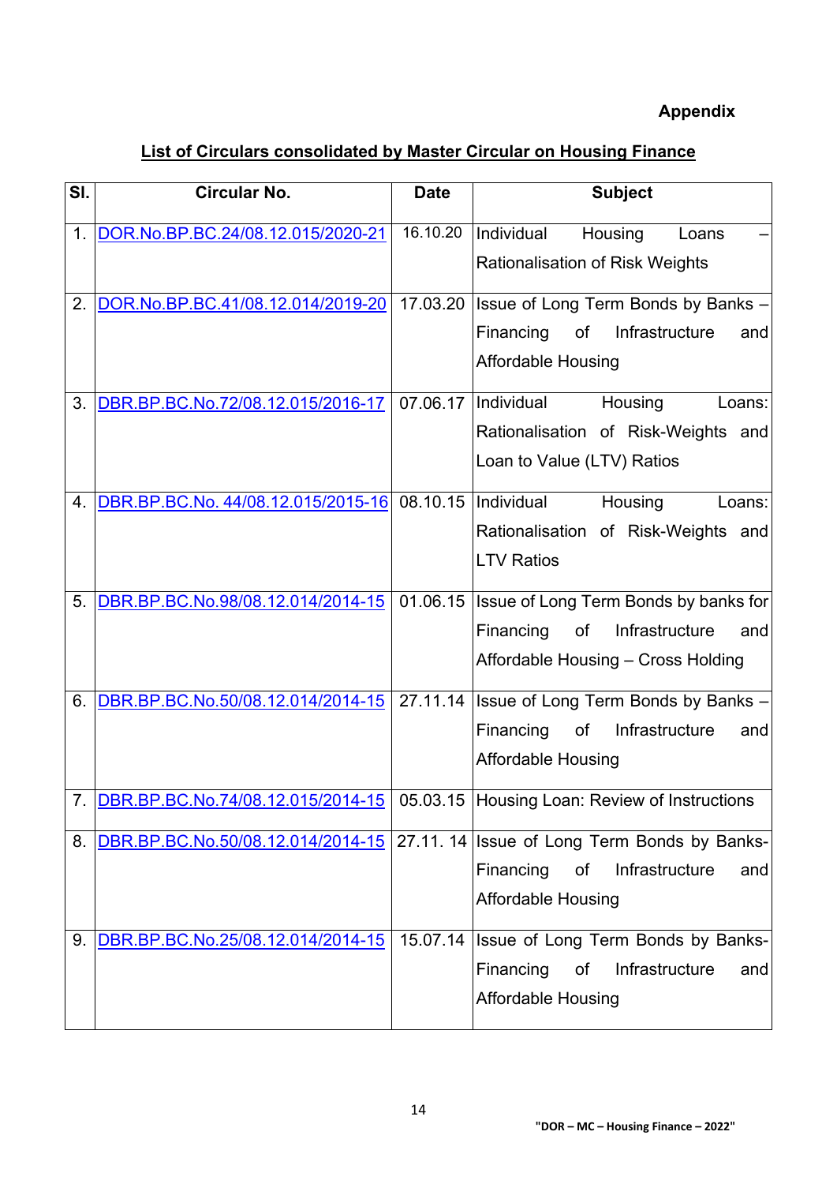**Appendix**

## List of Circulars consolidated by Master Circular on Housing Finance

| Sl. | Circular No. | Date | Subject |
|---|---|---|---|
| 1. | DOR.No.BP.BC.24/08.12.015/2020-21 | 16.10.20 | Individual Housing Loans – Rationalisation of Risk Weights |
| 2. | DOR.No.BP.BC.41/08.12.014/2019-20 | 17.03.20 | Issue of Long Term Bonds by Banks – Financing of Infrastructure and Affordable Housing |
| 3. | DBR.BP.BC.No.72/08.12.015/2016-17 | 07.06.17 | Individual Housing Loans: Rationalisation of Risk-Weights and Loan to Value (LTV) Ratios |
| 4. | DBR.BP.BC.No. 44/08.12.015/2015-16 | 08.10.15 | Individual Housing Loans: Rationalisation of Risk-Weights and LTV Ratios |
| 5. | DBR.BP.BC.No.98/08.12.014/2014-15 | 01.06.15 | Issue of Long Term Bonds by banks for Financing of Infrastructure and Affordable Housing – Cross Holding |
| 6. | DBR.BP.BC.No.50/08.12.014/2014-15 | 27.11.14 | Issue of Long Term Bonds by Banks – Financing of Infrastructure and Affordable Housing |
| 7. | DBR.BP.BC.No.74/08.12.015/2014-15 | 05.03.15 | Housing Loan: Review of Instructions |
| 8. | DBR.BP.BC.No.50/08.12.014/2014-15 | 27.11. 14 | Issue of Long Term Bonds by Banks-Financing of Infrastructure and Affordable Housing |
| 9. | DBR.BP.BC.No.25/08.12.014/2014-15 | 15.07.14 | Issue of Long Term Bonds by Banks-Financing of Infrastructure and Affordable Housing |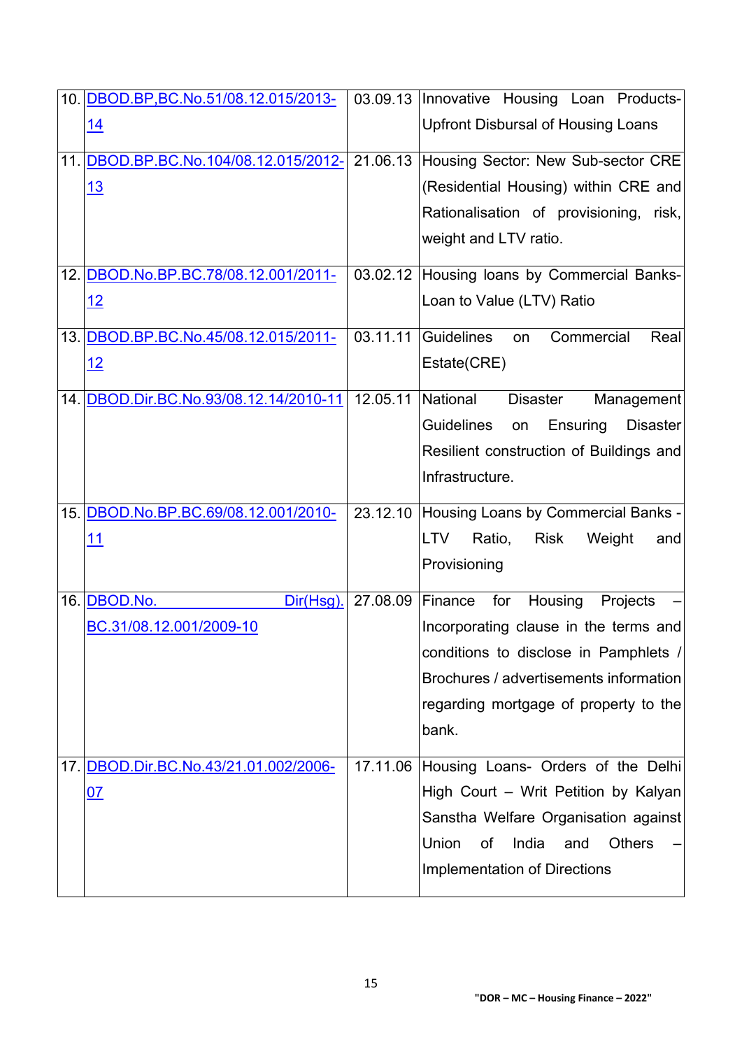| | | | |
|---|---|---|---|
| 10. | DBOD.BP,BC.No.51/08.12.015/2013-14 | 03.09.13 | Innovative Housing Loan Products- Upfront Disbursal of Housing Loans |
| 11. | DBOD.BP.BC.No.104/08.12.015/2012-13 | 21.06.13 | Housing Sector: New Sub-sector CRE (Residential Housing) within CRE and Rationalisation of provisioning, risk, weight and LTV ratio. |
| 12. | DBOD.No.BP.BC.78/08.12.001/2011-12 | 03.02.12 | Housing loans by Commercial Banks- Loan to Value (LTV) Ratio |
| 13. | DBOD.BP.BC.No.45/08.12.015/2011-12 | 03.11.11 | Guidelines on Commercial Real Estate(CRE) |
| 14. | DBOD.Dir.BC.No.93/08.12.14/2010-11 | 12.05.11 | National Disaster Management Guidelines on Ensuring Disaster Resilient construction of Buildings and Infrastructure. |
| 15. | DBOD.No.BP.BC.69/08.12.001/2010-11 | 23.12.10 | Housing Loans by Commercial Banks - LTV Ratio, Risk Weight and Provisioning |
| 16. | DBOD.No. Dir(Hsg). BC.31/08.12.001/2009-10 | 27.08.09 | Finance for Housing Projects – Incorporating clause in the terms and conditions to disclose in Pamphlets / Brochures / advertisements information regarding mortgage of property to the bank. |
| 17. | DBOD.Dir.BC.No.43/21.01.002/2006-07 | 17.11.06 | Housing Loans- Orders of the Delhi High Court – Writ Petition by Kalyan Sanstha Welfare Organisation against Union of India and Others – Implementation of Directions |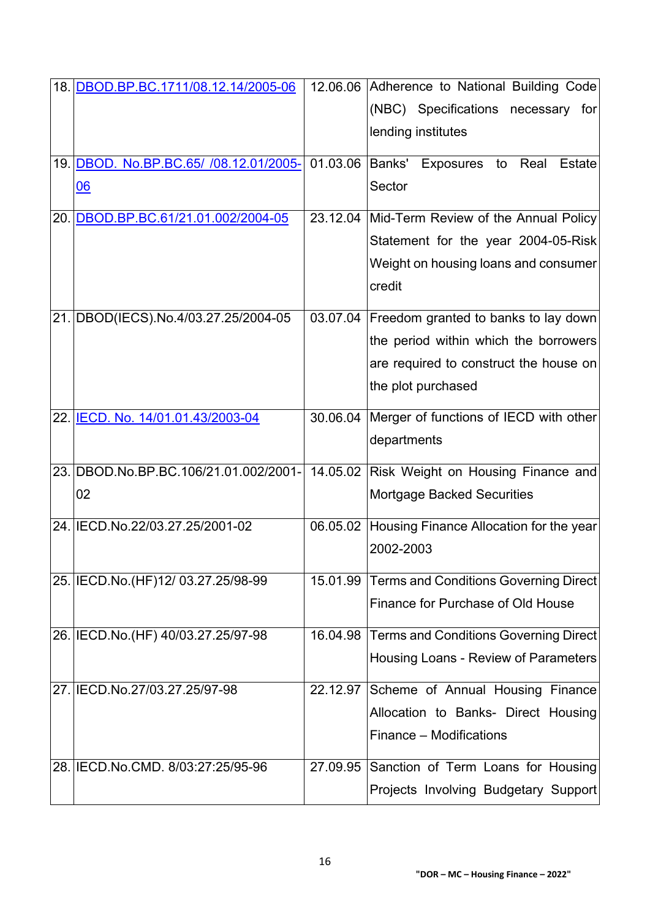| | | | |
|---|---|---|---|
| 18. | DBOD.BP.BC.1711/08.12.14/2005-06 | 12.06.06 | Adherence to National Building Code (NBC) Specifications necessary for lending institutes |
| 19. | DBOD. No.BP.BC.65/ /08.12.01/2005-06 | 01.03.06 | Banks' Exposures to Real Estate Sector |
| 20. | DBOD.BP.BC.61/21.01.002/2004-05 | 23.12.04 | Mid-Term Review of the Annual Policy Statement for the year 2004-05-Risk Weight on housing loans and consumer credit |
| 21. | DBOD(IECS).No.4/03.27.25/2004-05 | 03.07.04 | Freedom granted to banks to lay down the period within which the borrowers are required to construct the house on the plot purchased |
| 22. | IECD. No. 14/01.01.43/2003-04 | 30.06.04 | Merger of functions of IECD with other departments |
| 23. | DBOD.No.BP.BC.106/21.01.002/2001-02 | 14.05.02 | Risk Weight on Housing Finance and Mortgage Backed Securities |
| 24. | IECD.No.22/03.27.25/2001-02 | 06.05.02 | Housing Finance Allocation for the year 2002-2003 |
| 25. | IECD.No.(HF)12/ 03.27.25/98-99 | 15.01.99 | Terms and Conditions Governing Direct Finance for Purchase of Old House |
| 26. | IECD.No.(HF) 40/03.27.25/97-98 | 16.04.98 | Terms and Conditions Governing Direct Housing Loans - Review of Parameters |
| 27. | IECD.No.27/03.27.25/97-98 | 22.12.97 | Scheme of Annual Housing Finance Allocation to Banks- Direct Housing Finance – Modifications |
| 28. | IECD.No.CMD. 8/03:27:25/95-96 | 27.09.95 | Sanction of Term Loans for Housing Projects Involving Budgetary Support |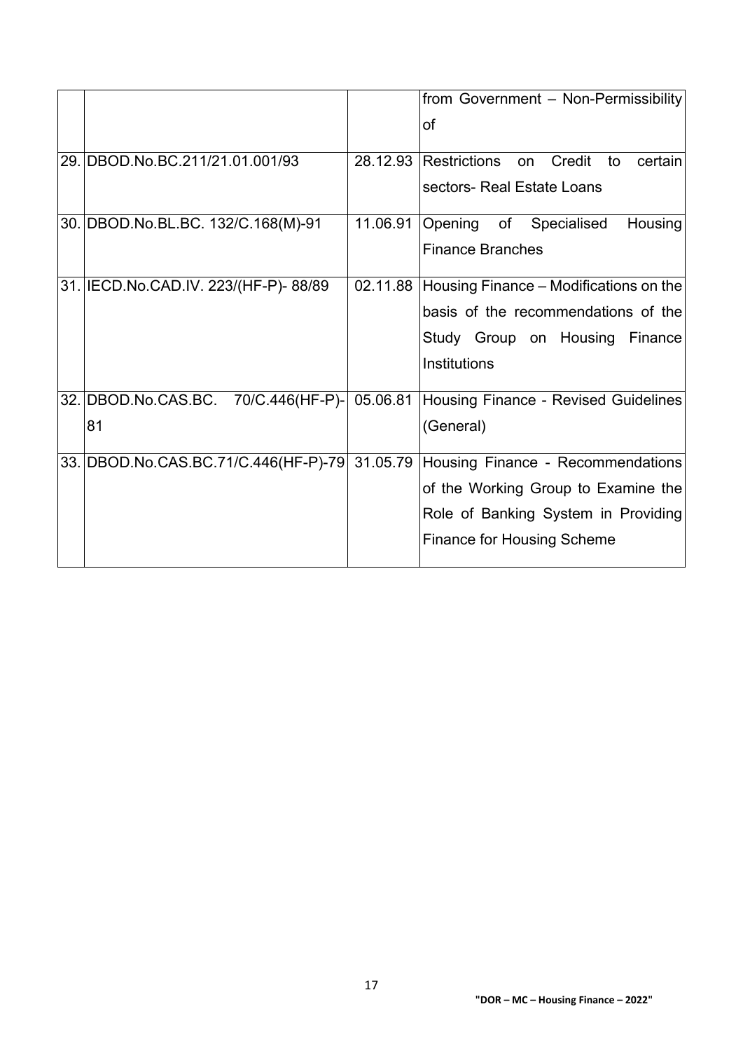| | | | |
|---|---|---|---|
| | | | from Government – Non-Permissibility of |
| 29. | DBOD.No.BC.211/21.01.001/93 | 28.12.93 | Restrictions on Credit to certain sectors- Real Estate Loans |
| 30. | DBOD.No.BL.BC. 132/C.168(M)-91 | 11.06.91 | Opening of Specialised Housing Finance Branches |
| 31. | IECD.No.CAD.IV. 223/(HF-P)- 88/89 | 02.11.88 | Housing Finance – Modifications on the basis of the recommendations of the Study Group on Housing Finance Institutions |
| 32. | DBOD.No.CAS.BC. 70/C.446(HF-P)-81 | 05.06.81 | Housing Finance - Revised Guidelines (General) |
| 33. | DBOD.No.CAS.BC.71/C.446(HF-P)-79 | 31.05.79 | Housing Finance - Recommendations of the Working Group to Examine the Role of Banking System in Providing Finance for Housing Scheme |